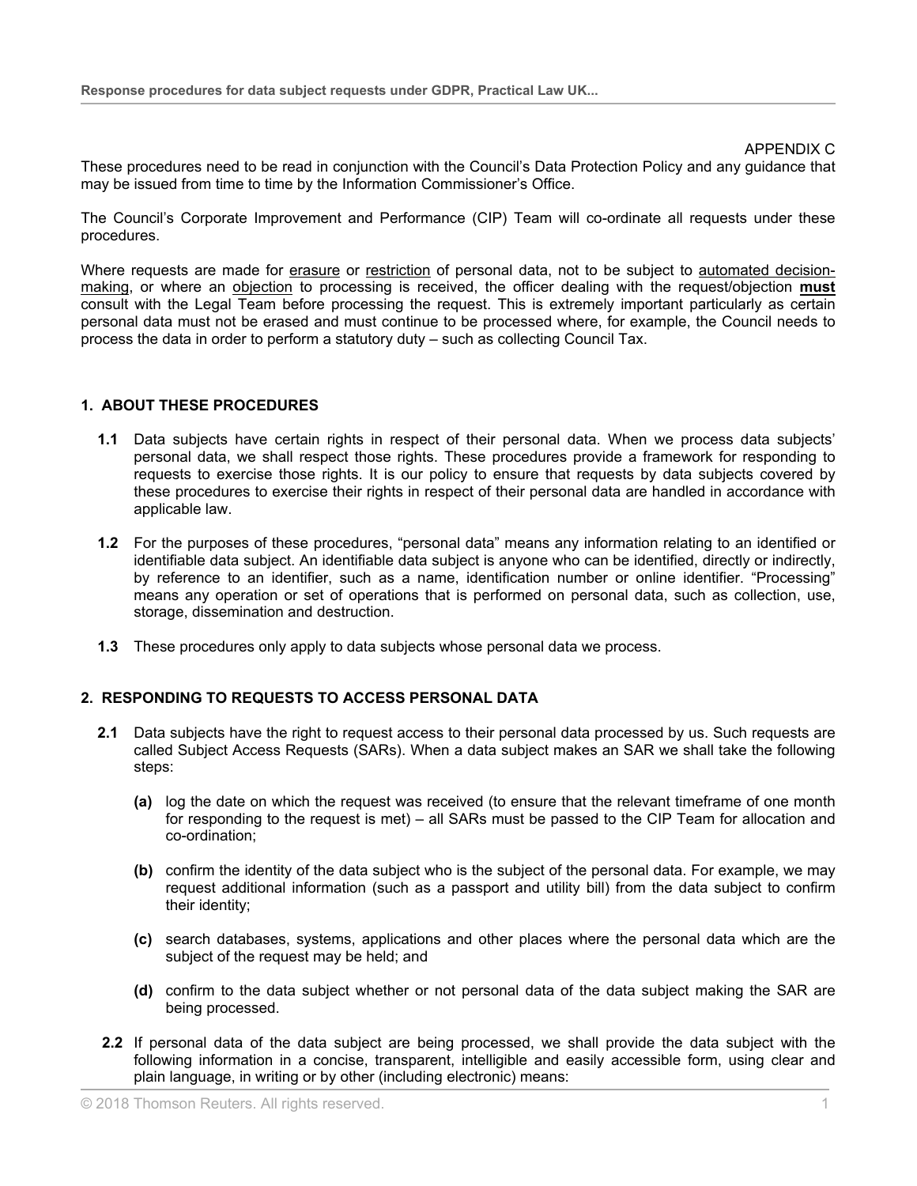APPENDIX C

These procedures need to be read in conjunction with the Council's Data Protection Policy and any guidance that may be issued from time to time by the Information Commissioner's Office.

The Council's Corporate Improvement and Performance (CIP) Team will co-ordinate all requests under these procedures.

Where requests are made for erasure or restriction of personal data, not to be subject to automated decision-making, or where an objection to processing is received, the officer dealing with the request/objection **must** consult with the Legal Team before processing the request. This is extremely important particularly as certain personal data must not be erased and must continue to be processed where, for example, the Council needs to process the data in order to perform a statutory duty – such as collecting Council Tax.

## 1. ABOUT THESE PROCEDURES

**1.1** Data subjects have certain rights in respect of their personal data. When we process data subjects' personal data, we shall respect those rights. These procedures provide a framework for responding to requests to exercise those rights. It is our policy to ensure that requests by data subjects covered by these procedures to exercise their rights in respect of their personal data are handled in accordance with applicable law.

**1.2** For the purposes of these procedures, "personal data" means any information relating to an identified or identifiable data subject. An identifiable data subject is anyone who can be identified, directly or indirectly, by reference to an identifier, such as a name, identification number or online identifier. "Processing" means any operation or set of operations that is performed on personal data, such as collection, use, storage, dissemination and destruction.

**1.3** These procedures only apply to data subjects whose personal data we process.

## 2. RESPONDING TO REQUESTS TO ACCESS PERSONAL DATA

**2.1** Data subjects have the right to request access to their personal data processed by us. Such requests are called Subject Access Requests (SARs). When a data subject makes an SAR we shall take the following steps:

- **(a)** log the date on which the request was received (to ensure that the relevant timeframe of one month for responding to the request is met) – all SARs must be passed to the CIP Team for allocation and co-ordination;
- **(b)** confirm the identity of the data subject who is the subject of the personal data. For example, we may request additional information (such as a passport and utility bill) from the data subject to confirm their identity;
- **(c)** search databases, systems, applications and other places where the personal data which are the subject of the request may be held; and
- **(d)** confirm to the data subject whether or not personal data of the data subject making the SAR are being processed.

**2.2** If personal data of the data subject are being processed, we shall provide the data subject with the following information in a concise, transparent, intelligible and easily accessible form, using clear and plain language, in writing or by other (including electronic) means: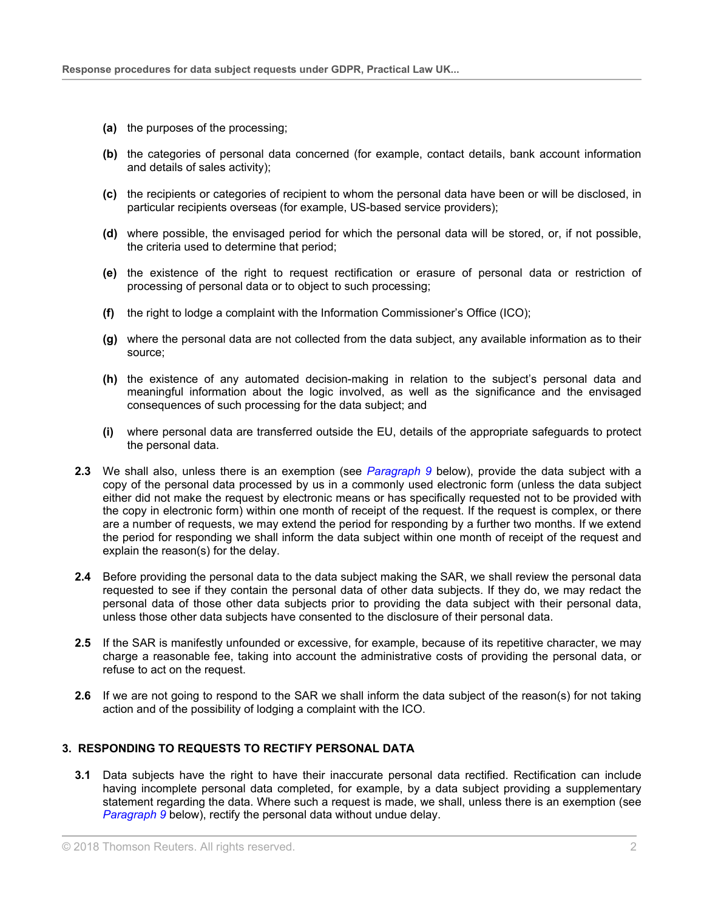- **(a)** the purposes of the processing;
- **(b)** the categories of personal data concerned (for example, contact details, bank account information and details of sales activity);
- **(c)** the recipients or categories of recipient to whom the personal data have been or will be disclosed, in particular recipients overseas (for example, US-based service providers);
- **(d)** where possible, the envisaged period for which the personal data will be stored, or, if not possible, the criteria used to determine that period;
- **(e)** the existence of the right to request rectification or erasure of personal data or restriction of processing of personal data or to object to such processing;
- **(f)** the right to lodge a complaint with the Information Commissioner's Office (ICO);
- **(g)** where the personal data are not collected from the data subject, any available information as to their source;
- **(h)** the existence of any automated decision-making in relation to the subject's personal data and meaningful information about the logic involved, as well as the significance and the envisaged consequences of such processing for the data subject; and
- **(i)** where personal data are transferred outside the EU, details of the appropriate safeguards to protect the personal data.

**2.3** We shall also, unless there is an exemption (see *Paragraph 9* below), provide the data subject with a copy of the personal data processed by us in a commonly used electronic form (unless the data subject either did not make the request by electronic means or has specifically requested not to be provided with the copy in electronic form) within one month of receipt of the request. If the request is complex, or there are a number of requests, we may extend the period for responding by a further two months. If we extend the period for responding we shall inform the data subject within one month of receipt of the request and explain the reason(s) for the delay.

**2.4** Before providing the personal data to the data subject making the SAR, we shall review the personal data requested to see if they contain the personal data of other data subjects. If they do, we may redact the personal data of those other data subjects prior to providing the data subject with their personal data, unless those other data subjects have consented to the disclosure of their personal data.

**2.5** If the SAR is manifestly unfounded or excessive, for example, because of its repetitive character, we may charge a reasonable fee, taking into account the administrative costs of providing the personal data, or refuse to act on the request.

**2.6** If we are not going to respond to the SAR we shall inform the data subject of the reason(s) for not taking action and of the possibility of lodging a complaint with the ICO.

## 3. RESPONDING TO REQUESTS TO RECTIFY PERSONAL DATA

**3.1** Data subjects have the right to have their inaccurate personal data rectified. Rectification can include having incomplete personal data completed, for example, by a data subject providing a supplementary statement regarding the data. Where such a request is made, we shall, unless there is an exemption (see *Paragraph 9* below), rectify the personal data without undue delay.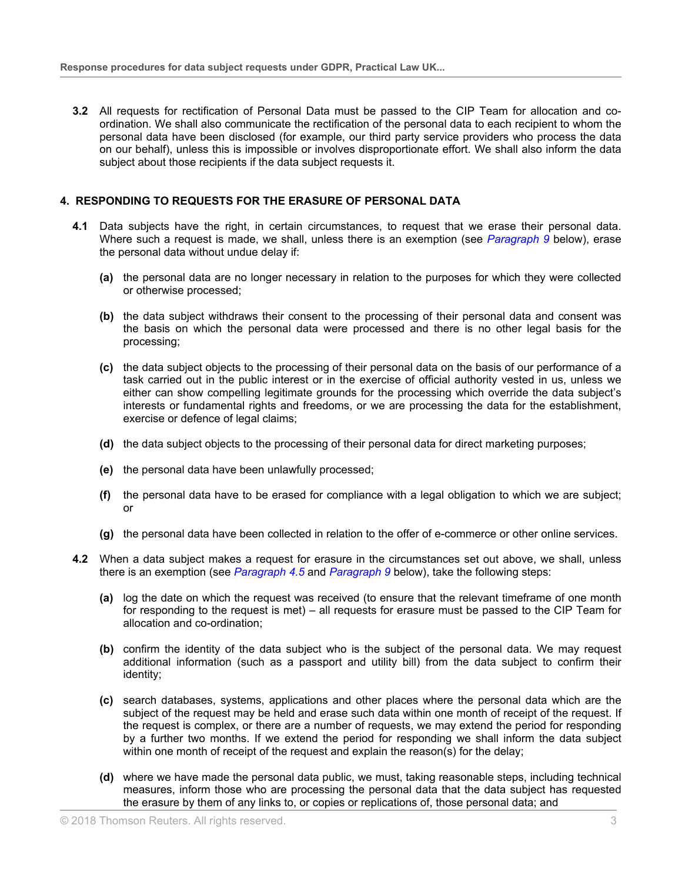**3.2** All requests for rectification of Personal Data must be passed to the CIP Team for allocation and co-ordination. We shall also communicate the rectification of the personal data to each recipient to whom the personal data have been disclosed (for example, our third party service providers who process the data on our behalf), unless this is impossible or involves disproportionate effort. We shall also inform the data subject about those recipients if the data subject requests it.

## 4. RESPONDING TO REQUESTS FOR THE ERASURE OF PERSONAL DATA

**4.1** Data subjects have the right, in certain circumstances, to request that we erase their personal data. Where such a request is made, we shall, unless there is an exemption (see *Paragraph 9* below), erase the personal data without undue delay if:

- **(a)** the personal data are no longer necessary in relation to the purposes for which they were collected or otherwise processed;
- **(b)** the data subject withdraws their consent to the processing of their personal data and consent was the basis on which the personal data were processed and there is no other legal basis for the processing;
- **(c)** the data subject objects to the processing of their personal data on the basis of our performance of a task carried out in the public interest or in the exercise of official authority vested in us, unless we either can show compelling legitimate grounds for the processing which override the data subject's interests or fundamental rights and freedoms, or we are processing the data for the establishment, exercise or defence of legal claims;
- **(d)** the data subject objects to the processing of their personal data for direct marketing purposes;
- **(e)** the personal data have been unlawfully processed;
- **(f)** the personal data have to be erased for compliance with a legal obligation to which we are subject; or
- **(g)** the personal data have been collected in relation to the offer of e-commerce or other online services.

**4.2** When a data subject makes a request for erasure in the circumstances set out above, we shall, unless there is an exemption (see *Paragraph 4.5* and *Paragraph 9* below), take the following steps:

- **(a)** log the date on which the request was received (to ensure that the relevant timeframe of one month for responding to the request is met) – all requests for erasure must be passed to the CIP Team for allocation and co-ordination;
- **(b)** confirm the identity of the data subject who is the subject of the personal data. We may request additional information (such as a passport and utility bill) from the data subject to confirm their identity;
- **(c)** search databases, systems, applications and other places where the personal data which are the subject of the request may be held and erase such data within one month of receipt of the request. If the request is complex, or there are a number of requests, we may extend the period for responding by a further two months. If we extend the period for responding we shall inform the data subject within one month of receipt of the request and explain the reason(s) for the delay;
- **(d)** where we have made the personal data public, we must, taking reasonable steps, including technical measures, inform those who are processing the personal data that the data subject has requested the erasure by them of any links to, or copies or replications of, those personal data; and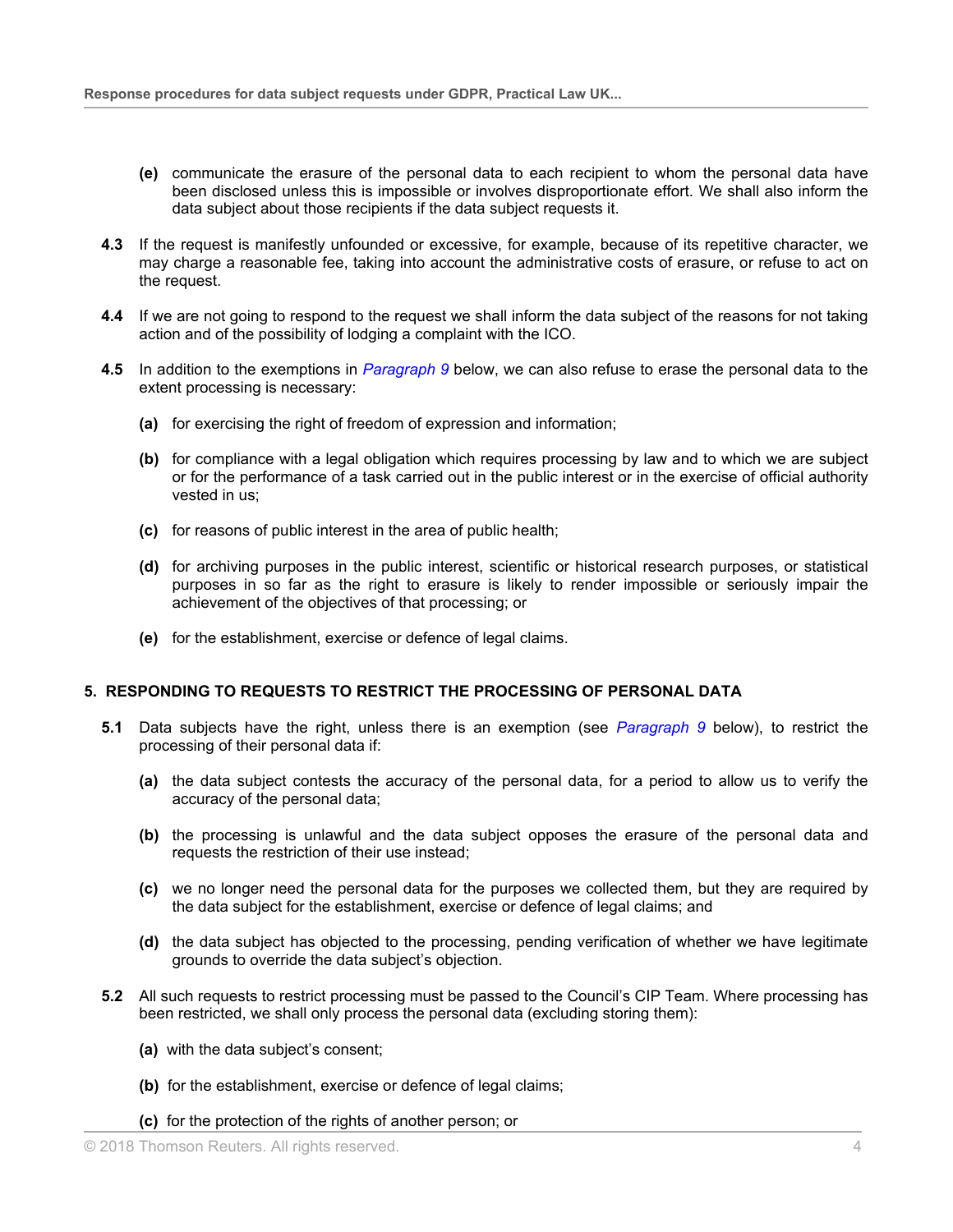**(e)** communicate the erasure of the personal data to each recipient to whom the personal data have been disclosed unless this is impossible or involves disproportionate effort. We shall also inform the data subject about those recipients if the data subject requests it.

**4.3** If the request is manifestly unfounded or excessive, for example, because of its repetitive character, we may charge a reasonable fee, taking into account the administrative costs of erasure, or refuse to act on the request.

**4.4** If we are not going to respond to the request we shall inform the data subject of the reasons for not taking action and of the possibility of lodging a complaint with the ICO.

**4.5** In addition to the exemptions in *Paragraph 9* below, we can also refuse to erase the personal data to the extent processing is necessary:

**(a)** for exercising the right of freedom of expression and information;

**(b)** for compliance with a legal obligation which requires processing by law and to which we are subject or for the performance of a task carried out in the public interest or in the exercise of official authority vested in us;

**(c)** for reasons of public interest in the area of public health;

**(d)** for archiving purposes in the public interest, scientific or historical research purposes, or statistical purposes in so far as the right to erasure is likely to render impossible or seriously impair the achievement of the objectives of that processing; or

**(e)** for the establishment, exercise or defence of legal claims.

## 5. RESPONDING TO REQUESTS TO RESTRICT THE PROCESSING OF PERSONAL DATA

**5.1** Data subjects have the right, unless there is an exemption (see *Paragraph 9* below), to restrict the processing of their personal data if:

**(a)** the data subject contests the accuracy of the personal data, for a period to allow us to verify the accuracy of the personal data;

**(b)** the processing is unlawful and the data subject opposes the erasure of the personal data and requests the restriction of their use instead;

**(c)** we no longer need the personal data for the purposes we collected them, but they are required by the data subject for the establishment, exercise or defence of legal claims; and

**(d)** the data subject has objected to the processing, pending verification of whether we have legitimate grounds to override the data subject's objection.

**5.2** All such requests to restrict processing must be passed to the Council's CIP Team. Where processing has been restricted, we shall only process the personal data (excluding storing them):

**(a)** with the data subject's consent;

**(b)** for the establishment, exercise or defence of legal claims;

**(c)** for the protection of the rights of another person; or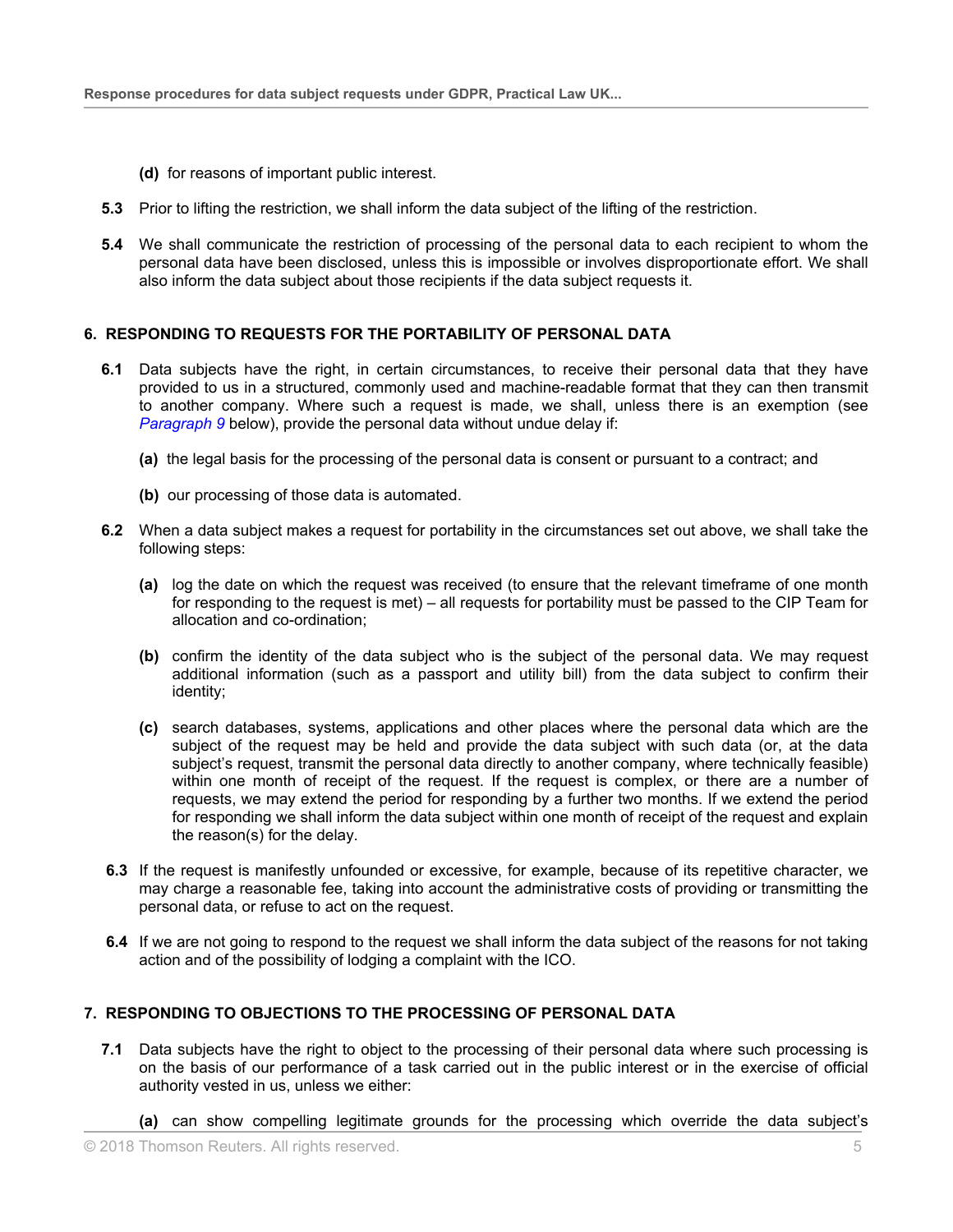**(d)** for reasons of important public interest.

**5.3** Prior to lifting the restriction, we shall inform the data subject of the lifting of the restriction.

**5.4** We shall communicate the restriction of processing of the personal data to each recipient to whom the personal data have been disclosed, unless this is impossible or involves disproportionate effort. We shall also inform the data subject about those recipients if the data subject requests it.

## 6. RESPONDING TO REQUESTS FOR THE PORTABILITY OF PERSONAL DATA

**6.1** Data subjects have the right, in certain circumstances, to receive their personal data that they have provided to us in a structured, commonly used and machine-readable format that they can then transmit to another company. Where such a request is made, we shall, unless there is an exemption (see *Paragraph 9* below), provide the personal data without undue delay if:

**(a)** the legal basis for the processing of the personal data is consent or pursuant to a contract; and

**(b)** our processing of those data is automated.

**6.2** When a data subject makes a request for portability in the circumstances set out above, we shall take the following steps:

**(a)** log the date on which the request was received (to ensure that the relevant timeframe of one month for responding to the request is met) – all requests for portability must be passed to the CIP Team for allocation and co-ordination;

**(b)** confirm the identity of the data subject who is the subject of the personal data. We may request additional information (such as a passport and utility bill) from the data subject to confirm their identity;

**(c)** search databases, systems, applications and other places where the personal data which are the subject of the request may be held and provide the data subject with such data (or, at the data subject's request, transmit the personal data directly to another company, where technically feasible) within one month of receipt of the request. If the request is complex, or there are a number of requests, we may extend the period for responding by a further two months. If we extend the period for responding we shall inform the data subject within one month of receipt of the request and explain the reason(s) for the delay.

**6.3** If the request is manifestly unfounded or excessive, for example, because of its repetitive character, we may charge a reasonable fee, taking into account the administrative costs of providing or transmitting the personal data, or refuse to act on the request.

**6.4** If we are not going to respond to the request we shall inform the data subject of the reasons for not taking action and of the possibility of lodging a complaint with the ICO.

## 7. RESPONDING TO OBJECTIONS TO THE PROCESSING OF PERSONAL DATA

**7.1** Data subjects have the right to object to the processing of their personal data where such processing is on the basis of our performance of a task carried out in the public interest or in the exercise of official authority vested in us, unless we either:

**(a)** can show compelling legitimate grounds for the processing which override the data subject's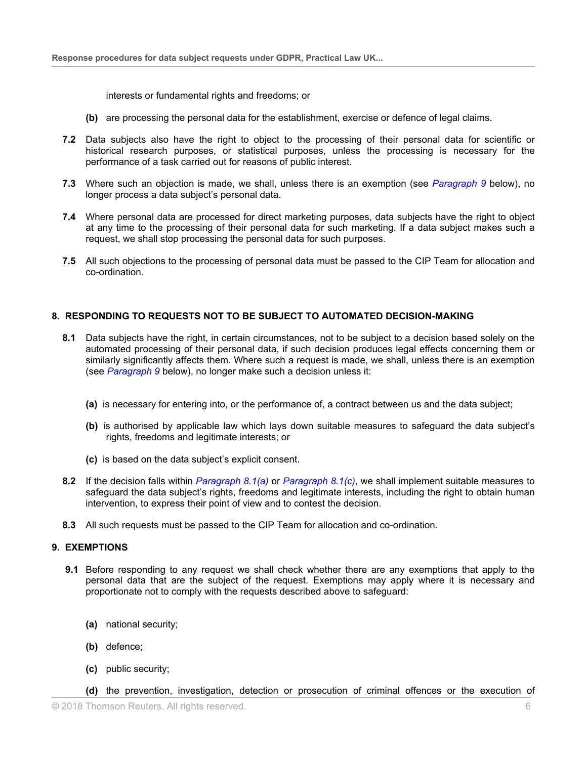interests or fundamental rights and freedoms; or

**(b)** are processing the personal data for the establishment, exercise or defence of legal claims.

**7.2** Data subjects also have the right to object to the processing of their personal data for scientific or historical research purposes, or statistical purposes, unless the processing is necessary for the performance of a task carried out for reasons of public interest.

**7.3** Where such an objection is made, we shall, unless there is an exemption (see *Paragraph 9* below), no longer process a data subject's personal data.

**7.4** Where personal data are processed for direct marketing purposes, data subjects have the right to object at any time to the processing of their personal data for such marketing. If a data subject makes such a request, we shall stop processing the personal data for such purposes.

**7.5** All such objections to the processing of personal data must be passed to the CIP Team for allocation and co-ordination.

## 8. RESPONDING TO REQUESTS NOT TO BE SUBJECT TO AUTOMATED DECISION-MAKING

**8.1** Data subjects have the right, in certain circumstances, not to be subject to a decision based solely on the automated processing of their personal data, if such decision produces legal effects concerning them or similarly significantly affects them. Where such a request is made, we shall, unless there is an exemption (see *Paragraph 9* below), no longer make such a decision unless it:

**(a)** is necessary for entering into, or the performance of, a contract between us and the data subject;

**(b)** is authorised by applicable law which lays down suitable measures to safeguard the data subject's rights, freedoms and legitimate interests; or

**(c)** is based on the data subject's explicit consent.

**8.2** If the decision falls within *Paragraph 8.1(a)* or *Paragraph 8.1(c)*, we shall implement suitable measures to safeguard the data subject's rights, freedoms and legitimate interests, including the right to obtain human intervention, to express their point of view and to contest the decision.

**8.3** All such requests must be passed to the CIP Team for allocation and co-ordination.

## 9. EXEMPTIONS

**9.1** Before responding to any request we shall check whether there are any exemptions that apply to the personal data that are the subject of the request. Exemptions may apply where it is necessary and proportionate not to comply with the requests described above to safeguard:

**(a)** national security;

**(b)** defence;

**(c)** public security;

**(d)** the prevention, investigation, detection or prosecution of criminal offences or the execution of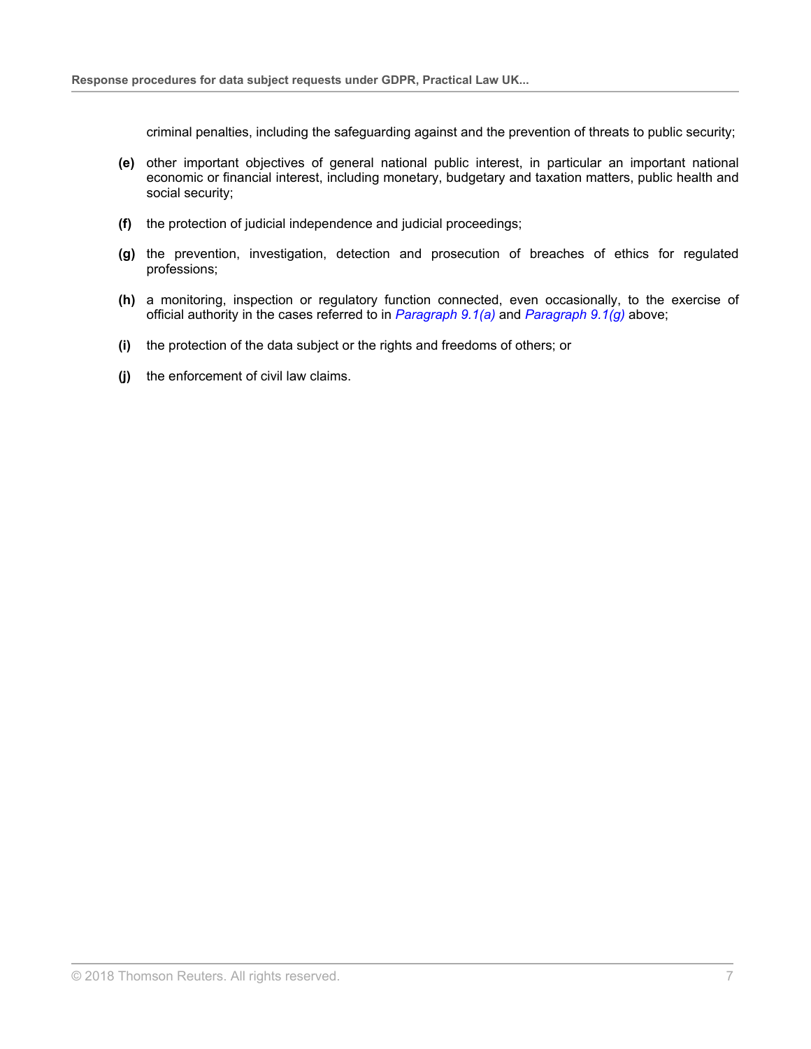criminal penalties, including the safeguarding against and the prevention of threats to public security;

**(e)** other important objectives of general national public interest, in particular an important national economic or financial interest, including monetary, budgetary and taxation matters, public health and social security;

**(f)** the protection of judicial independence and judicial proceedings;

**(g)** the prevention, investigation, detection and prosecution of breaches of ethics for regulated professions;

**(h)** a monitoring, inspection or regulatory function connected, even occasionally, to the exercise of official authority in the cases referred to in *Paragraph 9.1(a)* and *Paragraph 9.1(g)* above;

**(i)** the protection of the data subject or the rights and freedoms of others; or

**(j)** the enforcement of civil law claims.